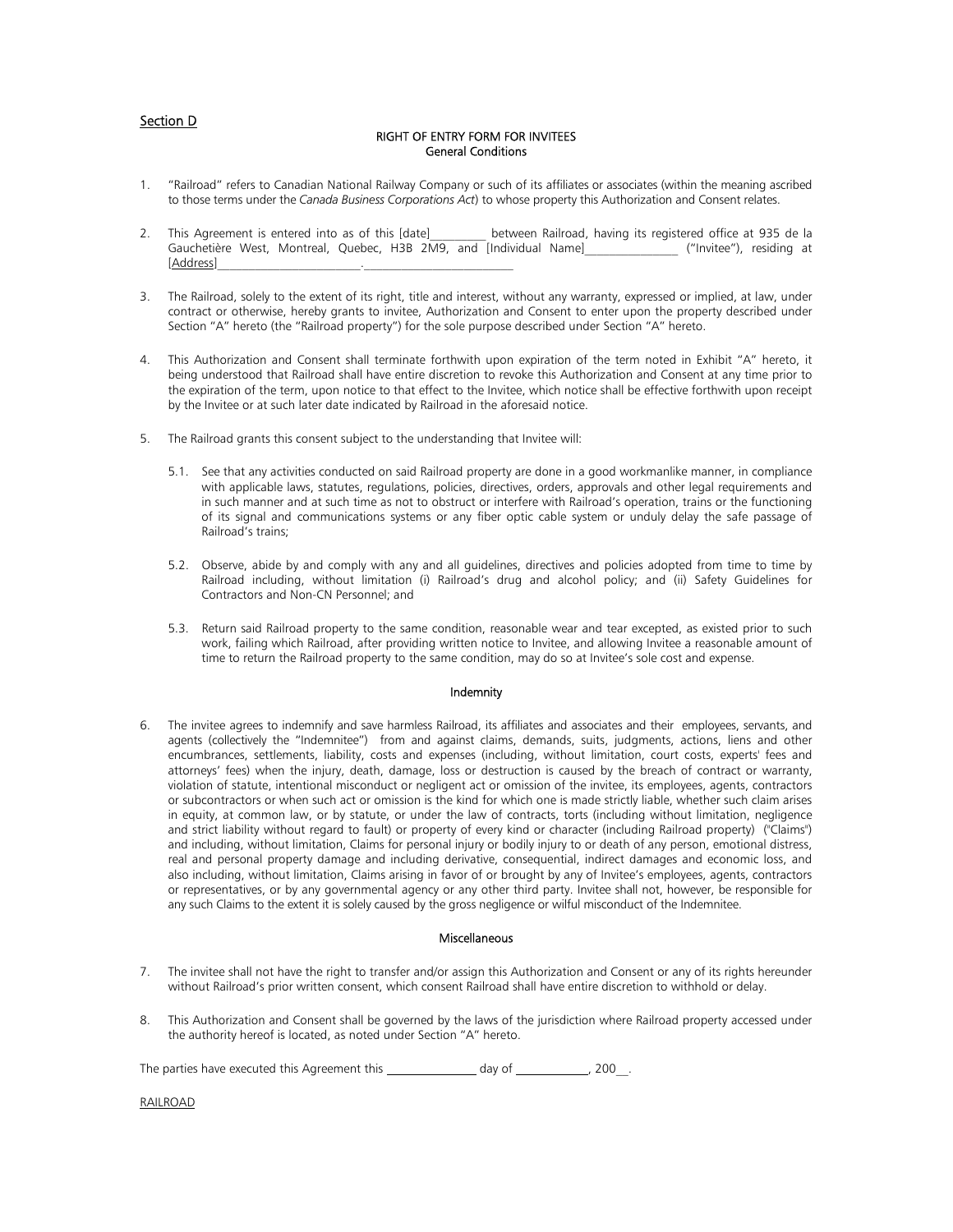Section D

## RIGHT OF ENTRY FORM FOR INVITEES
### General Conditions

1. "Railroad" refers to Canadian National Railway Company or such of its affiliates or associates (within the meaning ascribed to those terms under the *Canada Business Corporations Act*) to whose property this Authorization and Consent relates.

2. This Agreement is entered into as of this [date]_________ between Railroad, having its registered office at 935 de la Gauchetière West, Montreal, Quebec, H3B 2M9, and [Individual Name]_______________ ("Invitee"), residing at [Address]_______________________._______________________

3. The Railroad, solely to the extent of its right, title and interest, without any warranty, expressed or implied, at law, under contract or otherwise, hereby grants to invitee, Authorization and Consent to enter upon the property described under Section "A" hereto (the "Railroad property") for the sole purpose described under Section "A" hereto.

4. This Authorization and Consent shall terminate forthwith upon expiration of the term noted in Exhibit "A" hereto, it being understood that Railroad shall have entire discretion to revoke this Authorization and Consent at any time prior to the expiration of the term, upon notice to that effect to the Invitee, which notice shall be effective forthwith upon receipt by the Invitee or at such later date indicated by Railroad in the aforesaid notice.

5. The Railroad grants this consent subject to the understanding that Invitee will:

   5.1. See that any activities conducted on said Railroad property are done in a good workmanlike manner, in compliance with applicable laws, statutes, regulations, policies, directives, orders, approvals and other legal requirements and in such manner and at such time as not to obstruct or interfere with Railroad's operation, trains or the functioning of its signal and communications systems or any fiber optic cable system or unduly delay the safe passage of Railroad's trains;

   5.2. Observe, abide by and comply with any and all guidelines, directives and policies adopted from time to time by Railroad including, without limitation (i) Railroad's drug and alcohol policy; and (ii) Safety Guidelines for Contractors and Non-CN Personnel; and

   5.3. Return said Railroad property to the same condition, reasonable wear and tear excepted, as existed prior to such work, failing which Railroad, after providing written notice to Invitee, and allowing Invitee a reasonable amount of time to return the Railroad property to the same condition, may do so at Invitee's sole cost and expense.

### Indemnity

6. The invitee agrees to indemnify and save harmless Railroad, its affiliates and associates and their employees, servants, and agents (collectively the "Indemnitee") from and against claims, demands, suits, judgments, actions, liens and other encumbrances, settlements, liability, costs and expenses (including, without limitation, court costs, experts' fees and attorneys' fees) when the injury, death, damage, loss or destruction is caused by the breach of contract or warranty, violation of statute, intentional misconduct or negligent act or omission of the invitee, its employees, agents, contractors or subcontractors or when such act or omission is the kind for which one is made strictly liable, whether such claim arises in equity, at common law, or by statute, or under the law of contracts, torts (including without limitation, negligence and strict liability without regard to fault) or property of every kind or character (including Railroad property) ("Claims") and including, without limitation, Claims for personal injury or bodily injury to or death of any person, emotional distress, real and personal property damage and including derivative, consequential, indirect damages and economic loss, and also including, without limitation, Claims arising in favor of or brought by any of Invitee's employees, agents, contractors or representatives, or by any governmental agency or any other third party. Invitee shall not, however, be responsible for any such Claims to the extent it is solely caused by the gross negligence or wilful misconduct of the Indemnitee.

### Miscellaneous

7. The invitee shall not have the right to transfer and/or assign this Authorization and Consent or any of its rights hereunder without Railroad's prior written consent, which consent Railroad shall have entire discretion to withhold or delay.

8. This Authorization and Consent shall be governed by the laws of the jurisdiction where Railroad property accessed under the authority hereof is located, as noted under Section "A" hereto.

The parties have executed this Agreement this ______________ day of ____________, 200__.

RAILROAD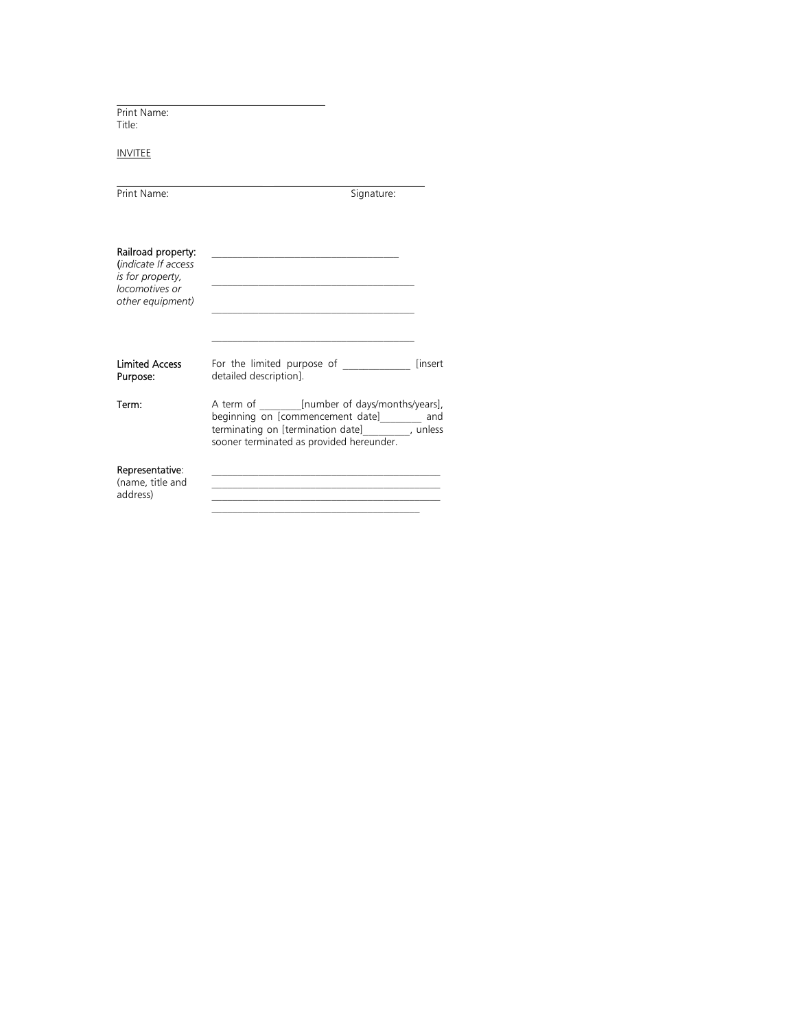\_\_\_\_\_\_\_\_\_\_\_\_\_\_\_\_\_\_\_\_\_\_\_\_\_\_\_\_\_\_\_\_\_\_\_\_\_\_

Print Name:
Title:

<u>INVITEE</u>

\_\_\_\_\_\_\_\_\_\_\_\_\_\_\_\_\_\_\_\_\_\_\_\_\_\_\_\_\_\_\_\_\_\_\_\_\_\_\_\_\_\_\_\_\_\_\_\_\_\_\_\_\_\_\_\_

Print Name: Signature:

| | |
|---|---|
| **Railroad property:** (*indicate If access is for property, locomotives or other equipment)* | \_\_\_\_\_\_\_\_\_\_\_\_\_\_\_\_\_\_\_\_\_\_\_\_\_\_\_\_\_\_\_\_\_\_\_\_<br>\_\_\_\_\_\_\_\_\_\_\_\_\_\_\_\_\_\_\_\_\_\_\_\_\_\_\_\_\_\_\_\_\_\_\_\_\_\_<br>\_\_\_\_\_\_\_\_\_\_\_\_\_\_\_\_\_\_\_\_\_\_\_\_\_\_\_\_\_\_\_\_\_\_\_\_\_\_<br>\_\_\_\_\_\_\_\_\_\_\_\_\_\_\_\_\_\_\_\_\_\_\_\_\_\_\_\_\_\_\_\_\_\_\_\_\_\_ |
| **Limited Access Purpose:** | For the limited purpose of \_\_\_\_\_\_\_\_\_\_\_\_\_ [insert detailed description]. |
| **Term:** | A term of \_\_\_\_\_\_\_\_[number of days/months/years], beginning on [commencement date]\_\_\_\_\_\_\_\_ and terminating on [termination date]\_\_\_\_\_\_\_\_\_, unless sooner terminated as provided hereunder. |
| **Representative**: (name, title and address) | \_\_\_\_\_\_\_\_\_\_\_\_\_\_\_\_\_\_\_\_\_\_\_\_\_\_\_\_\_\_\_\_\_\_\_\_\_\_\_\_\_\_<br>\_\_\_\_\_\_\_\_\_\_\_\_\_\_\_\_\_\_\_\_\_\_\_\_\_\_\_\_\_\_\_\_\_\_\_\_\_\_\_\_\_\_<br>\_\_\_\_\_\_\_\_\_\_\_\_\_\_\_\_\_\_\_\_\_\_\_\_\_\_\_\_\_\_\_\_\_\_\_\_\_\_\_\_\_\_<br>\_\_\_\_\_\_\_\_\_\_\_\_\_\_\_\_\_\_\_\_\_\_\_\_\_\_\_\_\_\_\_\_\_\_\_\_\_\_\_ |